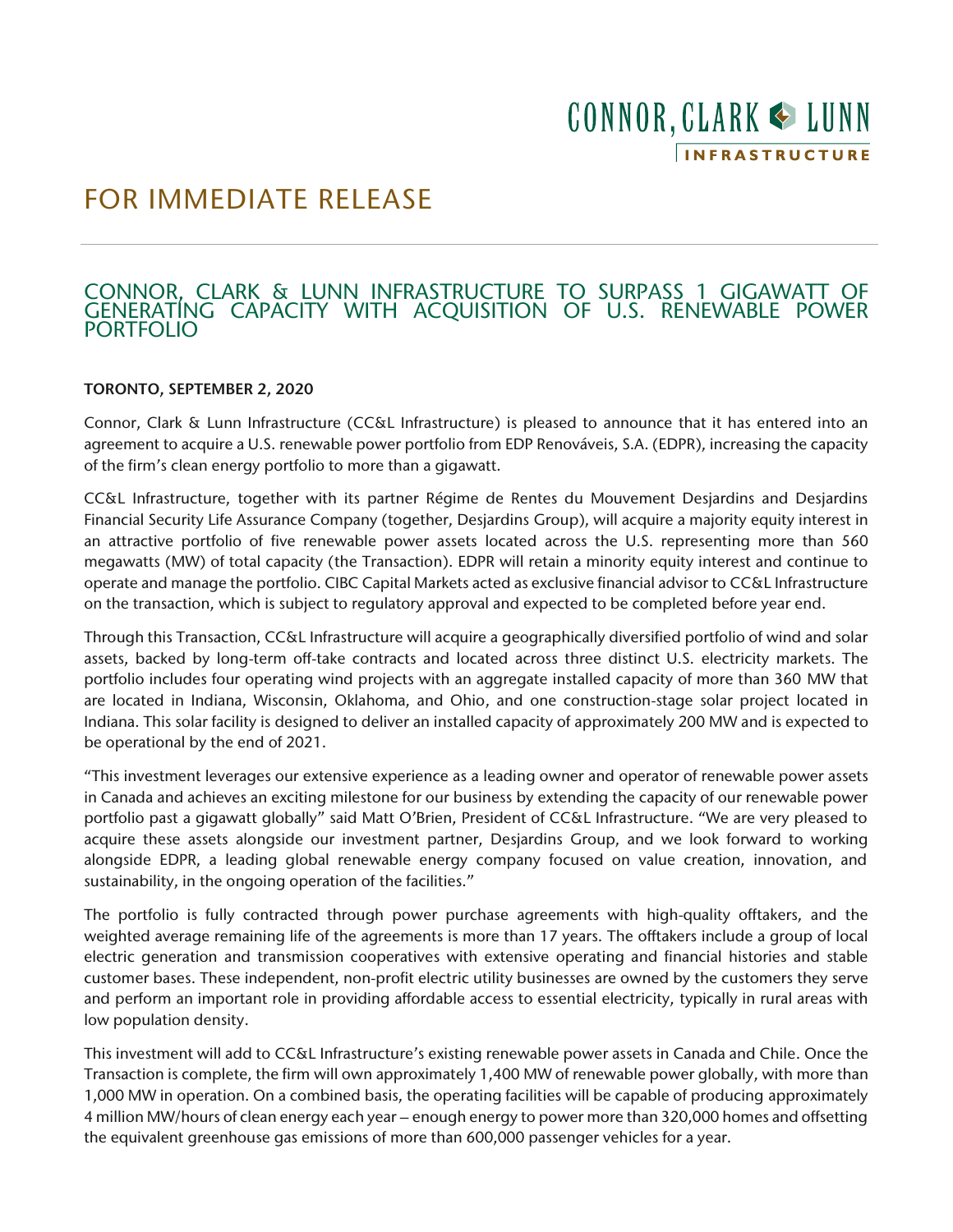CONNOR, CLARK & LUNN

INFRASTRUCTURE

# FOR IMMEDIATE RELEASE

## CONNOR, CLARK & LUNN INFRASTRUCTURE TO SURPASS 1 GIGAWATT OF GENERATING CAPACITY WITH ACQUISITION OF U.S. RENEWABLE POWER PORTFOLIO

**TORONTO, SEPTEMBER 2, 2020**

Connor, Clark & Lunn Infrastructure (CC&L Infrastructure) is pleased to announce that it has entered into an agreement to acquire a U.S. renewable power portfolio from EDP Renováveis, S.A. (EDPR), increasing the capacity of the firm's clean energy portfolio to more than a gigawatt.

CC&L Infrastructure, together with its partner Régime de Rentes du Mouvement Desjardins and Desjardins Financial Security Life Assurance Company (together, Desjardins Group), will acquire a majority equity interest in an attractive portfolio of five renewable power assets located across the U.S. representing more than 560 megawatts (MW) of total capacity (the Transaction). EDPR will retain a minority equity interest and continue to operate and manage the portfolio. CIBC Capital Markets acted as exclusive financial advisor to CC&L Infrastructure on the transaction, which is subject to regulatory approval and expected to be completed before year end.

Through this Transaction, CC&L Infrastructure will acquire a geographically diversified portfolio of wind and solar assets, backed by long-term off-take contracts and located across three distinct U.S. electricity markets. The portfolio includes four operating wind projects with an aggregate installed capacity of more than 360 MW that are located in Indiana, Wisconsin, Oklahoma, and Ohio, and one construction-stage solar project located in Indiana. This solar facility is designed to deliver an installed capacity of approximately 200 MW and is expected to be operational by the end of 2021.

"This investment leverages our extensive experience as a leading owner and operator of renewable power assets in Canada and achieves an exciting milestone for our business by extending the capacity of our renewable power portfolio past a gigawatt globally" said Matt O'Brien, President of CC&L Infrastructure. "We are very pleased to acquire these assets alongside our investment partner, Desjardins Group, and we look forward to working alongside EDPR, a leading global renewable energy company focused on value creation, innovation, and sustainability, in the ongoing operation of the facilities."

The portfolio is fully contracted through power purchase agreements with high-quality offtakers, and the weighted average remaining life of the agreements is more than 17 years. The offtakers include a group of local electric generation and transmission cooperatives with extensive operating and financial histories and stable customer bases. These independent, non-profit electric utility businesses are owned by the customers they serve and perform an important role in providing affordable access to essential electricity, typically in rural areas with low population density.

This investment will add to CC&L Infrastructure's existing renewable power assets in Canada and Chile. Once the Transaction is complete, the firm will own approximately 1,400 MW of renewable power globally, with more than 1,000 MW in operation. On a combined basis, the operating facilities will be capable of producing approximately 4 million MW/hours of clean energy each year – enough energy to power more than 320,000 homes and offsetting the equivalent greenhouse gas emissions of more than 600,000 passenger vehicles for a year.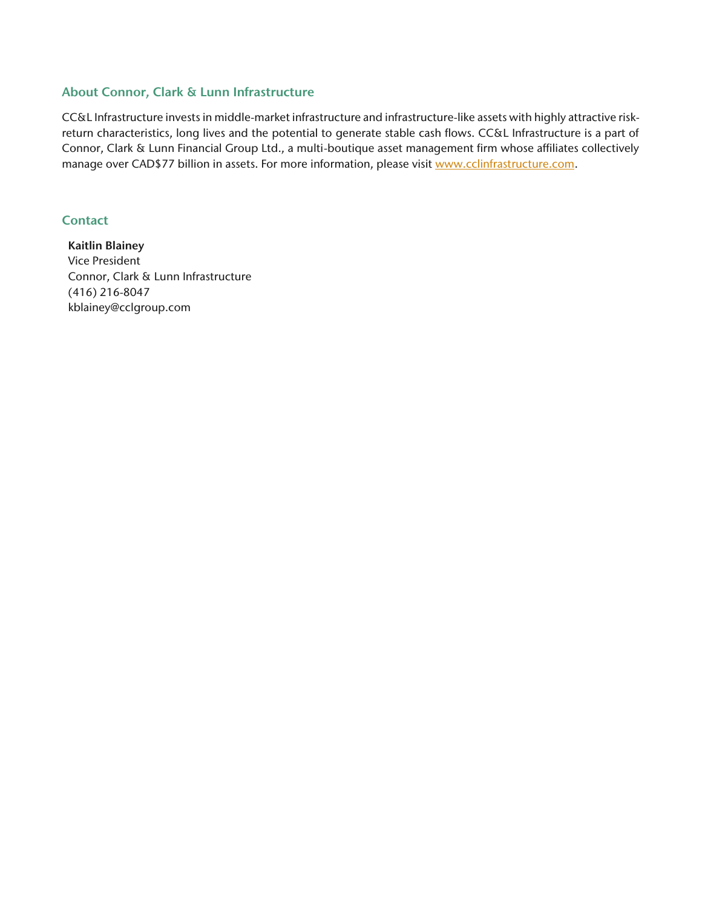## About Connor, Clark & Lunn Infrastructure

CC&L Infrastructure invests in middle-market infrastructure and infrastructure-like assets with highly attractive risk-return characteristics, long lives and the potential to generate stable cash flows. CC&L Infrastructure is a part of Connor, Clark & Lunn Financial Group Ltd., a multi-boutique asset management firm whose affiliates collectively manage over CAD$77 billion in assets. For more information, please visit www.cclinfrastructure.com.

## Contact

**Kaitlin Blainey**
Vice President
Connor, Clark & Lunn Infrastructure
(416) 216-8047
kblainey@cclgroup.com